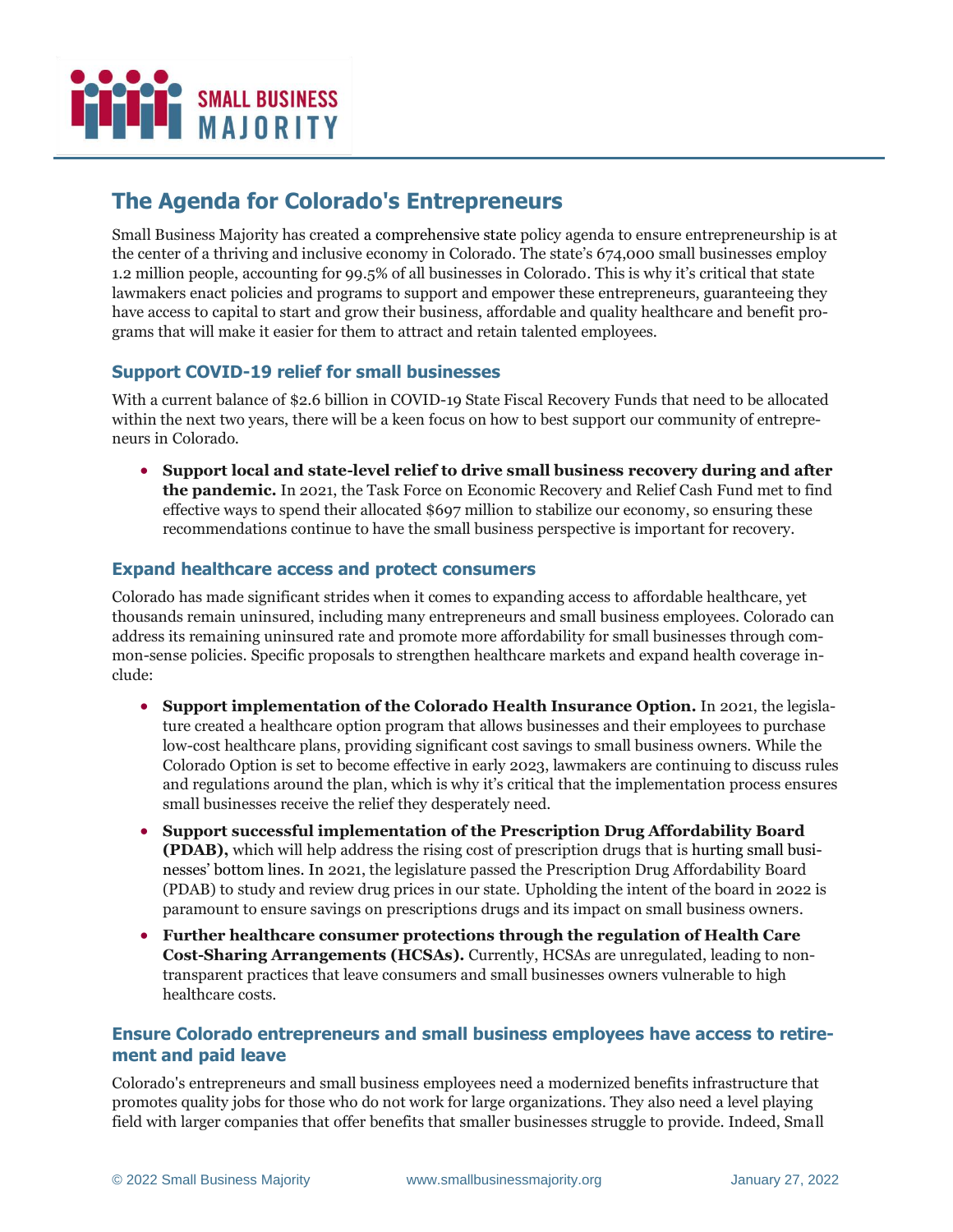SMALL BUSINESS MAJORITY

# The Agenda for Colorado's Entrepreneurs

Small Business Majority has created a comprehensive state policy agenda to ensure entrepreneurship is at the center of a thriving and inclusive economy in Colorado. The state's 674,000 small businesses employ 1.2 million people, accounting for 99.5% of all businesses in Colorado. This is why it's critical that state lawmakers enact policies and programs to support and empower these entrepreneurs, guaranteeing they have access to capital to start and grow their business, affordable and quality healthcare and benefit programs that will make it easier for them to attract and retain talented employees.

## Support COVID-19 relief for small businesses

With a current balance of $2.6 billion in COVID-19 State Fiscal Recovery Funds that need to be allocated within the next two years, there will be a keen focus on how to best support our community of entrepreneurs in Colorado.

- **Support local and state-level relief to drive small business recovery during and after the pandemic.** In 2021, the Task Force on Economic Recovery and Relief Cash Fund met to find effective ways to spend their allocated $697 million to stabilize our economy, so ensuring these recommendations continue to have the small business perspective is important for recovery.

## Expand healthcare access and protect consumers

Colorado has made significant strides when it comes to expanding access to affordable healthcare, yet thousands remain uninsured, including many entrepreneurs and small business employees. Colorado can address its remaining uninsured rate and promote more affordability for small businesses through common-sense policies. Specific proposals to strengthen healthcare markets and expand health coverage include:

- **Support implementation of the Colorado Health Insurance Option.** In 2021, the legislature created a healthcare option program that allows businesses and their employees to purchase low-cost healthcare plans, providing significant cost savings to small business owners. While the Colorado Option is set to become effective in early 2023, lawmakers are continuing to discuss rules and regulations around the plan, which is why it's critical that the implementation process ensures small businesses receive the relief they desperately need.
- **Support successful implementation of the Prescription Drug Affordability Board (PDAB),** which will help address the rising cost of prescription drugs that is hurting small businesses' bottom lines. In 2021, the legislature passed the Prescription Drug Affordability Board (PDAB) to study and review drug prices in our state. Upholding the intent of the board in 2022 is paramount to ensure savings on prescriptions drugs and its impact on small business owners.
- **Further healthcare consumer protections through the regulation of Health Care Cost-Sharing Arrangements (HCSAs).** Currently, HCSAs are unregulated, leading to non-transparent practices that leave consumers and small businesses owners vulnerable to high healthcare costs.

## Ensure Colorado entrepreneurs and small business employees have access to retirement and paid leave

Colorado's entrepreneurs and small business employees need a modernized benefits infrastructure that promotes quality jobs for those who do not work for large organizations. They also need a level playing field with larger companies that offer benefits that smaller businesses struggle to provide. Indeed, Small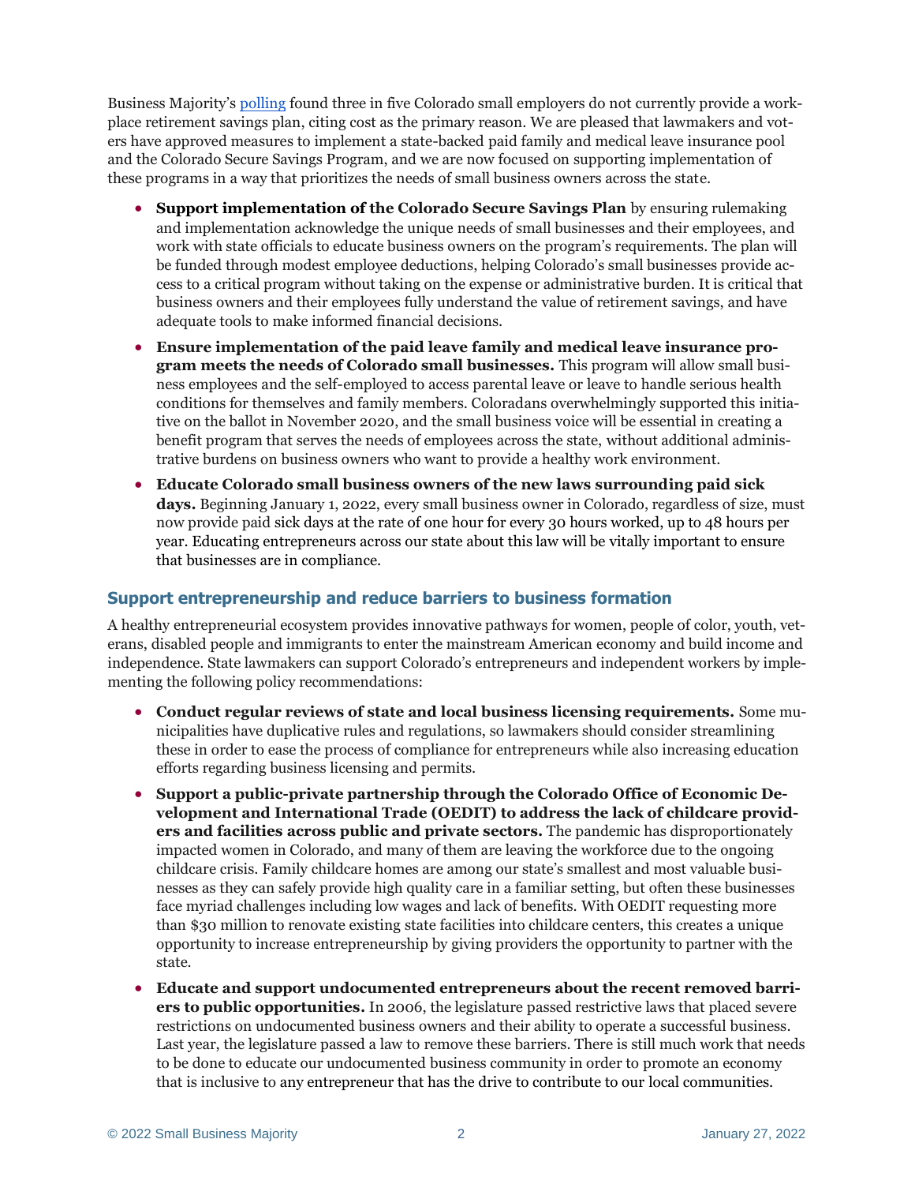Business Majority's [polling](polling) found three in five Colorado small employers do not currently provide a workplace retirement savings plan, citing cost as the primary reason. We are pleased that lawmakers and voters have approved measures to implement a state-backed paid family and medical leave insurance pool and the Colorado Secure Savings Program, and we are now focused on supporting implementation of these programs in a way that prioritizes the needs of small business owners across the state.

- **Support implementation of the Colorado Secure Savings Plan** by ensuring rulemaking and implementation acknowledge the unique needs of small businesses and their employees, and work with state officials to educate business owners on the program's requirements. The plan will be funded through modest employee deductions, helping Colorado's small businesses provide access to a critical program without taking on the expense or administrative burden. It is critical that business owners and their employees fully understand the value of retirement savings, and have adequate tools to make informed financial decisions.
- **Ensure implementation of the paid leave family and medical leave insurance program meets the needs of Colorado small businesses.** This program will allow small business employees and the self-employed to access parental leave or leave to handle serious health conditions for themselves and family members. Coloradans overwhelmingly supported this initiative on the ballot in November 2020, and the small business voice will be essential in creating a benefit program that serves the needs of employees across the state, without additional administrative burdens on business owners who want to provide a healthy work environment.
- **Educate Colorado small business owners of the new laws surrounding paid sick days.** Beginning January 1, 2022, every small business owner in Colorado, regardless of size, must now provide paid sick days at the rate of one hour for every 30 hours worked, up to 48 hours per year. Educating entrepreneurs across our state about this law will be vitally important to ensure that businesses are in compliance.

## Support entrepreneurship and reduce barriers to business formation

A healthy entrepreneurial ecosystem provides innovative pathways for women, people of color, youth, veterans, disabled people and immigrants to enter the mainstream American economy and build income and independence. State lawmakers can support Colorado's entrepreneurs and independent workers by implementing the following policy recommendations:

- **Conduct regular reviews of state and local business licensing requirements.** Some municipalities have duplicative rules and regulations, so lawmakers should consider streamlining these in order to ease the process of compliance for entrepreneurs while also increasing education efforts regarding business licensing and permits.
- **Support a public-private partnership through the Colorado Office of Economic Development and International Trade (OEDIT) to address the lack of childcare providers and facilities across public and private sectors.** The pandemic has disproportionately impacted women in Colorado, and many of them are leaving the workforce due to the ongoing childcare crisis. Family childcare homes are among our state's smallest and most valuable businesses as they can safely provide high quality care in a familiar setting, but often these businesses face myriad challenges including low wages and lack of benefits. With OEDIT requesting more than $30 million to renovate existing state facilities into childcare centers, this creates a unique opportunity to increase entrepreneurship by giving providers the opportunity to partner with the state.
- **Educate and support undocumented entrepreneurs about the recent removed barriers to public opportunities.** In 2006, the legislature passed restrictive laws that placed severe restrictions on undocumented business owners and their ability to operate a successful business. Last year, the legislature passed a law to remove these barriers. There is still much work that needs to be done to educate our undocumented business community in order to promote an economy that is inclusive to any entrepreneur that has the drive to contribute to our local communities.